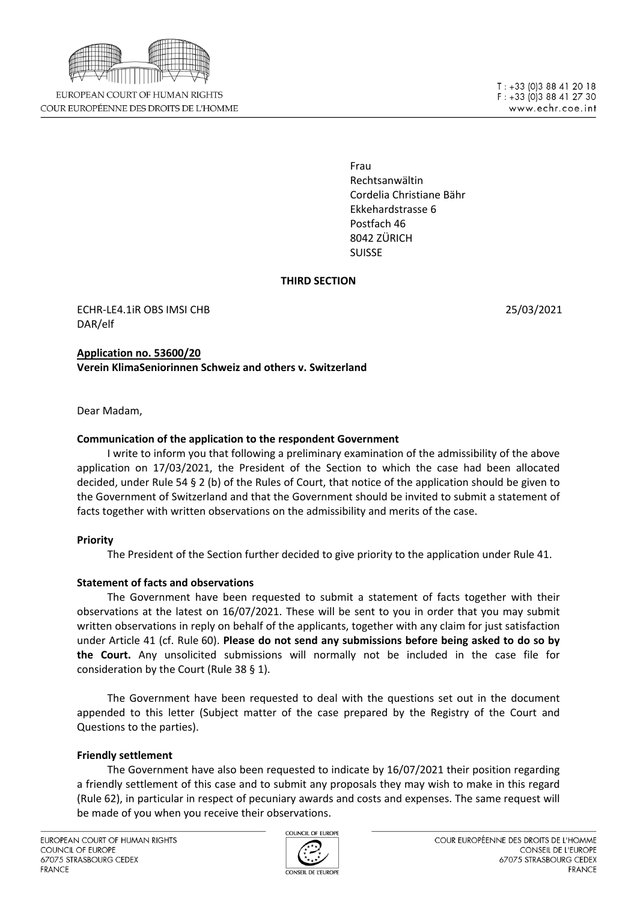EUROPEAN COURT OF HUMAN RIGHTS
COUR EUROPÉENNE DES DROITS DE L'HOMME

T : +33 (0)3 88 41 20 18
F : +33 (0)3 88 41 27 30
www.echr.coe.int

Frau
Rechtsanwältin
Cordelia Christiane Bähr
Ekkehardstrasse 6
Postfach 46
8042 ZÜRICH
SUISSE

**THIRD SECTION**

ECHR-LE4.1iR OBS IMSI CHB
DAR/elf

25/03/2021

**Application no. 53600/20**
**Verein KlimaSeniorinnen Schweiz and others v. Switzerland**

Dear Madam,

**Communication of the application to the respondent Government**

I write to inform you that following a preliminary examination of the admissibility of the above application on 17/03/2021, the President of the Section to which the case had been allocated decided, under Rule 54 § 2 (b) of the Rules of Court, that notice of the application should be given to the Government of Switzerland and that the Government should be invited to submit a statement of facts together with written observations on the admissibility and merits of the case.

**Priority**

The President of the Section further decided to give priority to the application under Rule 41.

**Statement of facts and observations**

The Government have been requested to submit a statement of facts together with their observations at the latest on 16/07/2021. These will be sent to you in order that you may submit written observations in reply on behalf of the applicants, together with any claim for just satisfaction under Article 41 (cf. Rule 60). **Please do not send any submissions before being asked to do so by the Court.** Any unsolicited submissions will normally not be included in the case file for consideration by the Court (Rule 38 § 1).

The Government have been requested to deal with the questions set out in the document appended to this letter (Subject matter of the case prepared by the Registry of the Court and Questions to the parties).

**Friendly settlement**

The Government have also been requested to indicate by 16/07/2021 their position regarding a friendly settlement of this case and to submit any proposals they may wish to make in this regard (Rule 62), in particular in respect of pecuniary awards and costs and expenses. The same request will be made of you when you receive their observations.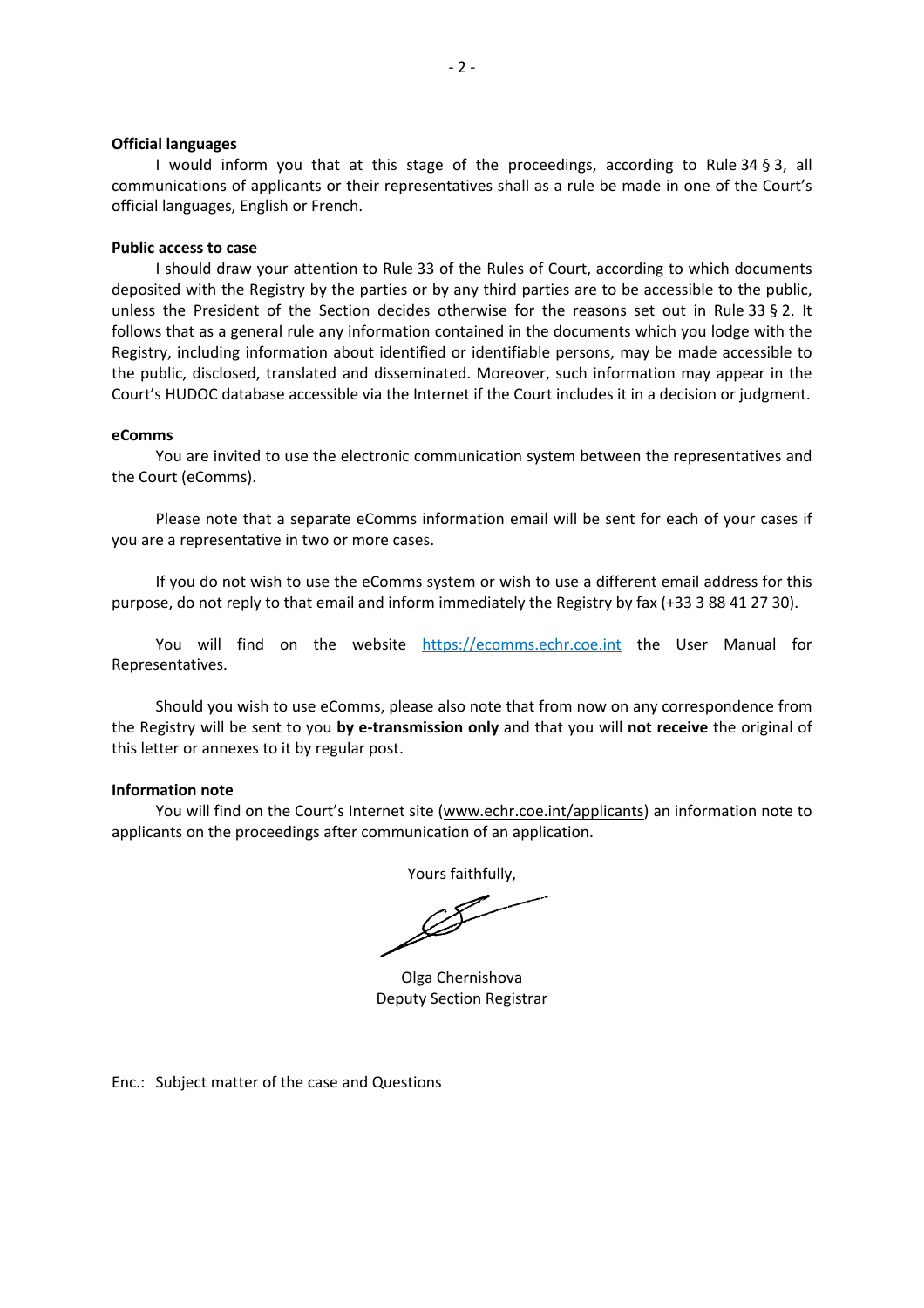**Official languages**

I would inform you that at this stage of the proceedings, according to Rule 34 § 3, all communications of applicants or their representatives shall as a rule be made in one of the Court's official languages, English or French.

**Public access to case**

I should draw your attention to Rule 33 of the Rules of Court, according to which documents deposited with the Registry by the parties or by any third parties are to be accessible to the public, unless the President of the Section decides otherwise for the reasons set out in Rule 33 § 2. It follows that as a general rule any information contained in the documents which you lodge with the Registry, including information about identified or identifiable persons, may be made accessible to the public, disclosed, translated and disseminated. Moreover, such information may appear in the Court's HUDOC database accessible via the Internet if the Court includes it in a decision or judgment.

**eComms**

You are invited to use the electronic communication system between the representatives and the Court (eComms).

Please note that a separate eComms information email will be sent for each of your cases if you are a representative in two or more cases.

If you do not wish to use the eComms system or wish to use a different email address for this purpose, do not reply to that email and inform immediately the Registry by fax (+33 3 88 41 27 30).

You will find on the website https://ecomms.echr.coe.int the User Manual for Representatives.

Should you wish to use eComms, please also note that from now on any correspondence from the Registry will be sent to you **by e-transmission only** and that you will **not receive** the original of this letter or annexes to it by regular post.

**Information note**

You will find on the Court's Internet site (www.echr.coe.int/applicants) an information note to applicants on the proceedings after communication of an application.

Yours faithfully,

Olga Chernishova
Deputy Section Registrar

Enc.: Subject matter of the case and Questions